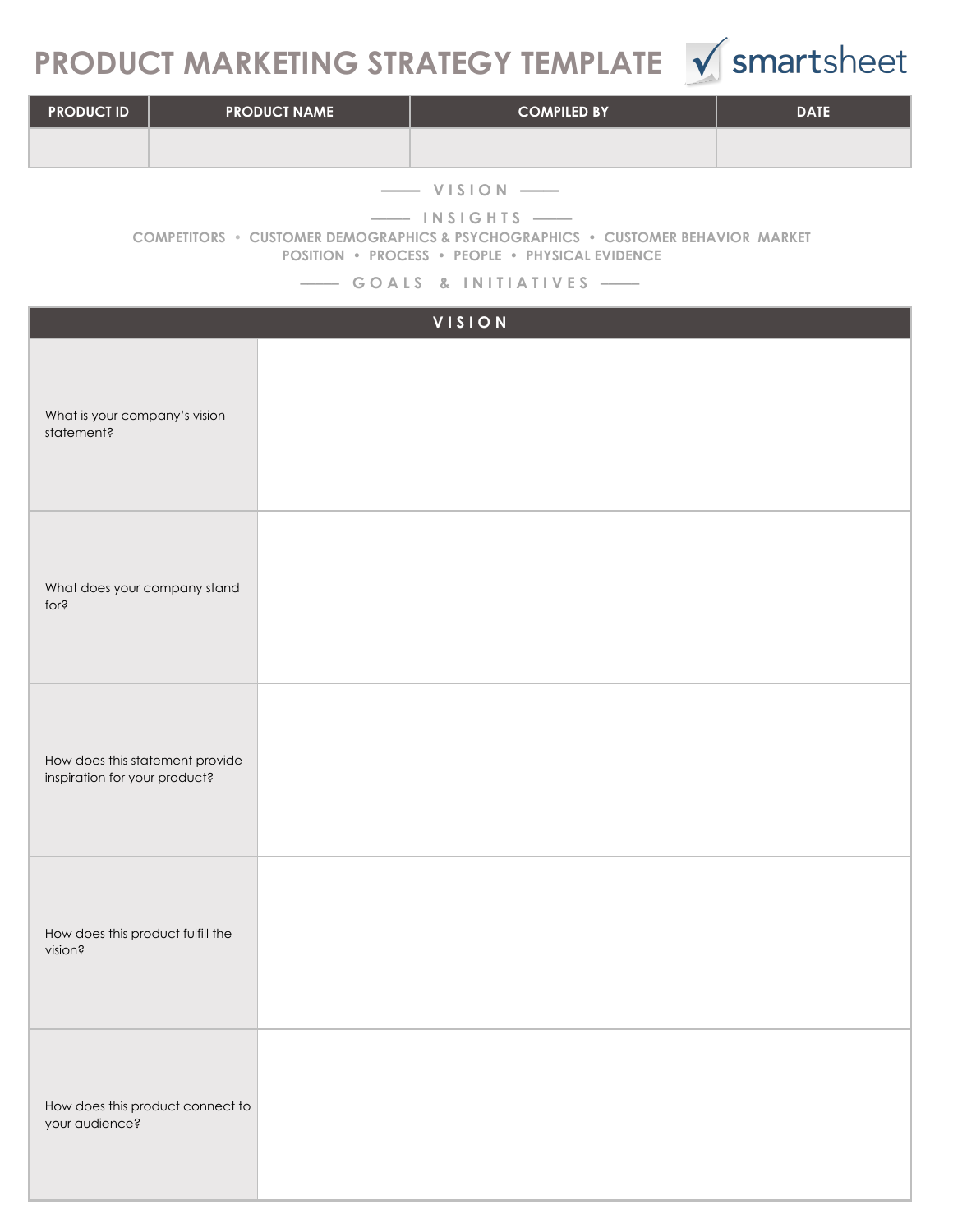# PRODUCT MARKETING STRATEGY TEMPLATE

smartsheet

| PRODUCT ID | PRODUCT NAME | COMPILED BY | DATE |
| --- | --- | --- | --- |
| | | | |

—— VISION ——

—— INSIGHTS ——

COMPETITORS • CUSTOMER DEMOGRAPHICS & PSYCHOGRAPHICS • CUSTOMER BEHAVIOR MARKET POSITION • PROCESS • PEOPLE • PHYSICAL EVIDENCE

—— GOALS & INITIATIVES ——

| VISION | |
| --- | --- |
| What is your company's vision statement? | |
| What does your company stand for? | |
| How does this statement provide inspiration for your product? | |
| How does this product fulfill the vision? | |
| How does this product connect to your audience? | |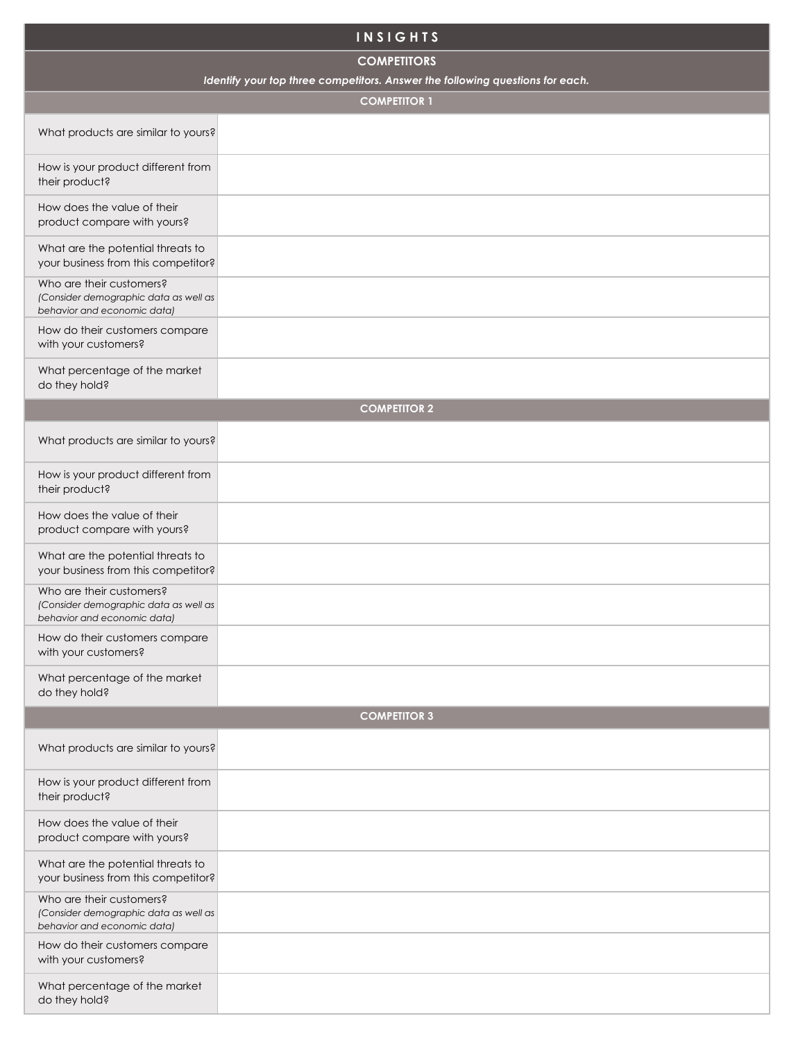# INSIGHTS

## COMPETITORS

*Identify your top three competitors. Answer the following questions for each.*

### COMPETITOR 1

| | |
|---|---|
| What products are similar to yours? | |
| How is your product different from their product? | |
| How does the value of their product compare with yours? | |
| What are the potential threats to your business from this competitor? | |
| Who are their customers? *(Consider demographic data as well as behavior and economic data)* | |
| How do their customers compare with your customers? | |
| What percentage of the market do they hold? | |

### COMPETITOR 2

| | |
|---|---|
| What products are similar to yours? | |
| How is your product different from their product? | |
| How does the value of their product compare with yours? | |
| What are the potential threats to your business from this competitor? | |
| Who are their customers? *(Consider demographic data as well as behavior and economic data)* | |
| How do their customers compare with your customers? | |
| What percentage of the market do they hold? | |

### COMPETITOR 3

| | |
|---|---|
| What products are similar to yours? | |
| How is your product different from their product? | |
| How does the value of their product compare with yours? | |
| What are the potential threats to your business from this competitor? | |
| Who are their customers? *(Consider demographic data as well as behavior and economic data)* | |
| How do their customers compare with your customers? | |
| What percentage of the market do they hold? | |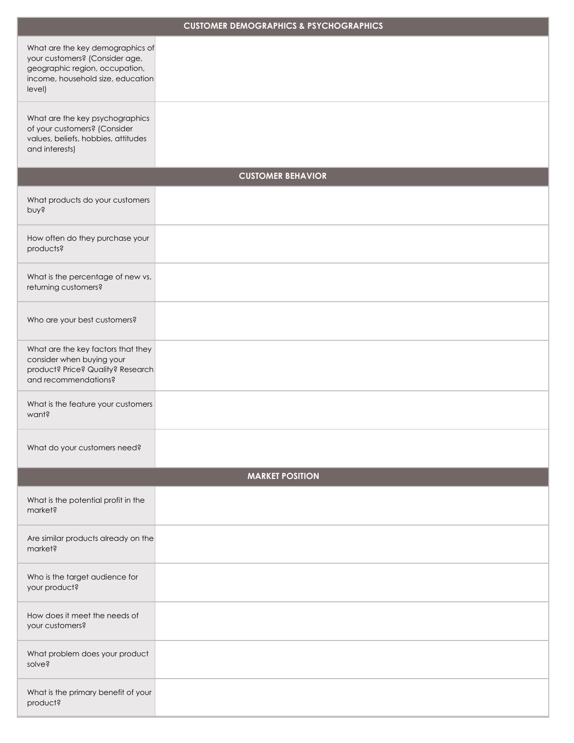| CUSTOMER DEMOGRAPHICS & PSYCHOGRAPHICS | |
|---|---|
| What are the key demographics of your customers? (Consider age, geographic region, occupation, income, household size, education level) | |
| What are the key psychographics of your customers? (Consider values, beliefs, hobbies, attitudes and interests) | |
| **CUSTOMER BEHAVIOR** | |
| What products do your customers buy? | |
| How often do they purchase your products? | |
| What is the percentage of new vs. returning customers? | |
| Who are your best customers? | |
| What are the key factors that they consider when buying your product? Price? Quality? Research and recommendations? | |
| What is the feature your customers want? | |
| What do your customers need? | |
| **MARKET POSITION** | |
| What is the potential profit in the market? | |
| Are similar products already on the market? | |
| Who is the target audience for your product? | |
| How does it meet the needs of your customers? | |
| What problem does your product solve? | |
| What is the primary benefit of your product? | |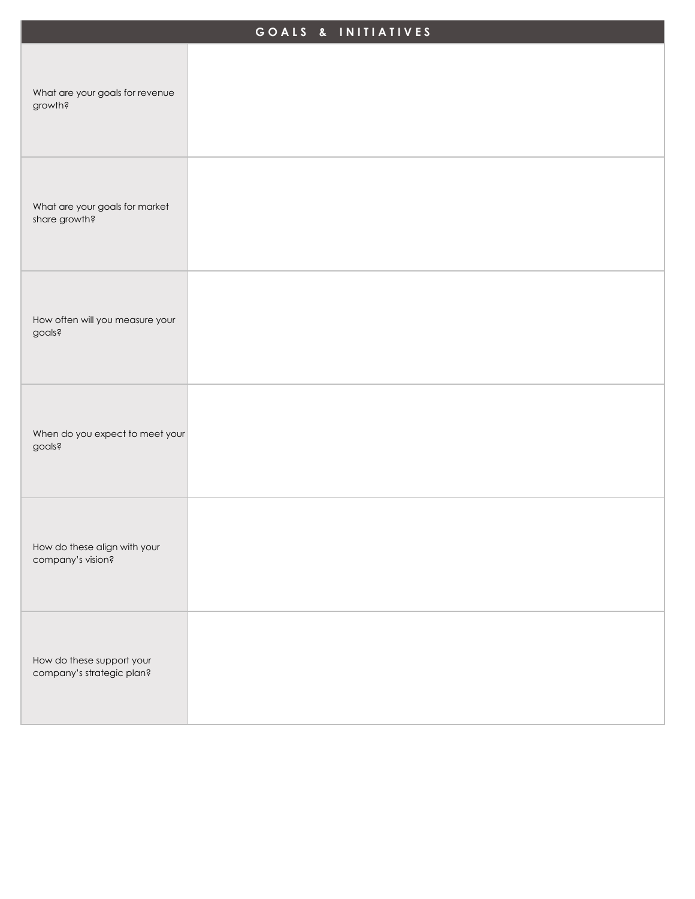| GOALS & INITIATIVES | |
|---|---|
| What are your goals for revenue growth? | |
| What are your goals for market share growth? | |
| How often will you measure your goals? | |
| When do you expect to meet your goals? | |
| How do these align with your company's vision? | |
| How do these support your company's strategic plan? | |